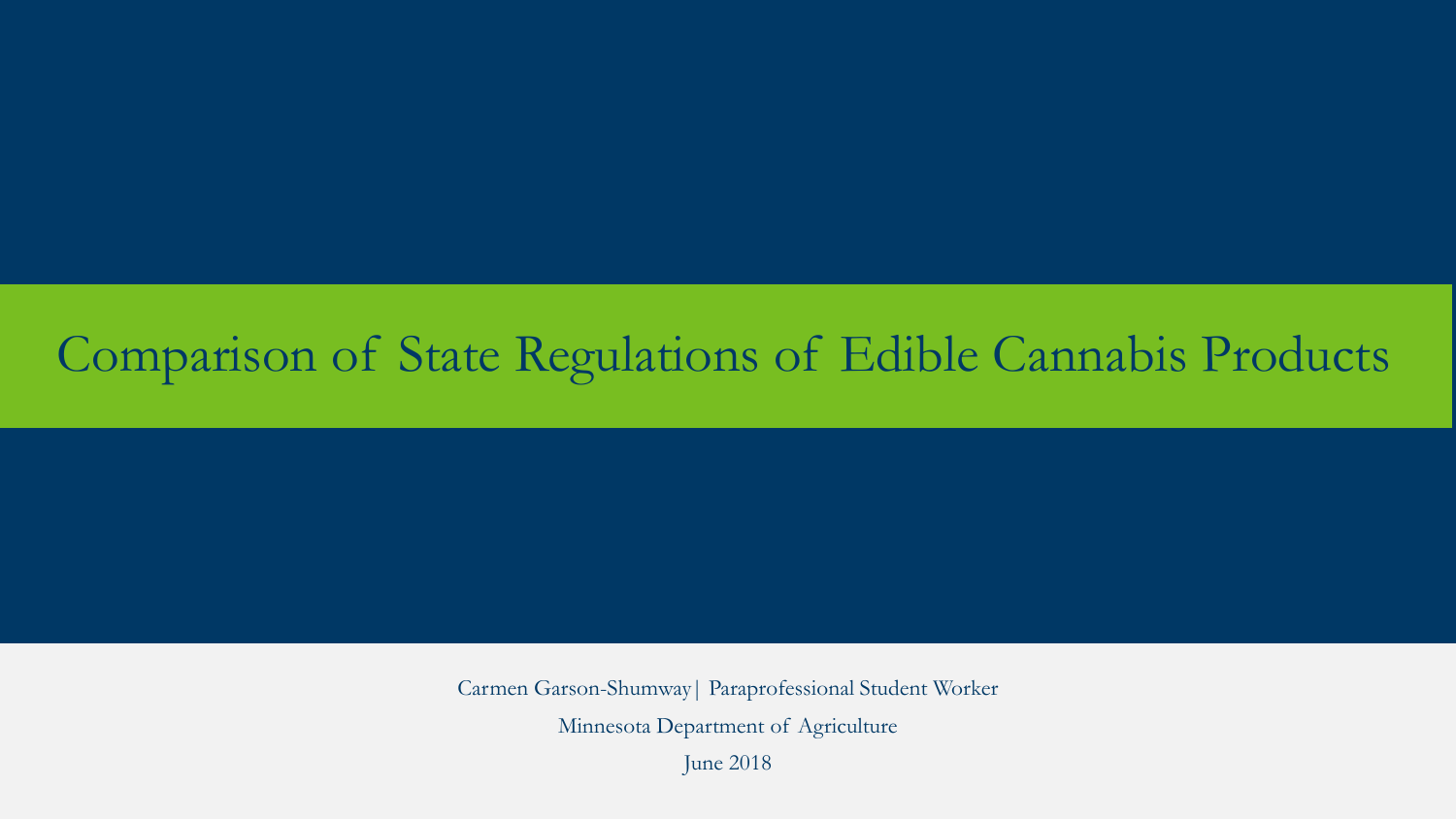# Comparison of State Regulations of Edible Cannabis Products

Carmen Garson-Shumway | Paraprofessional Student Worker

Minnesota Department of Agriculture

June 2018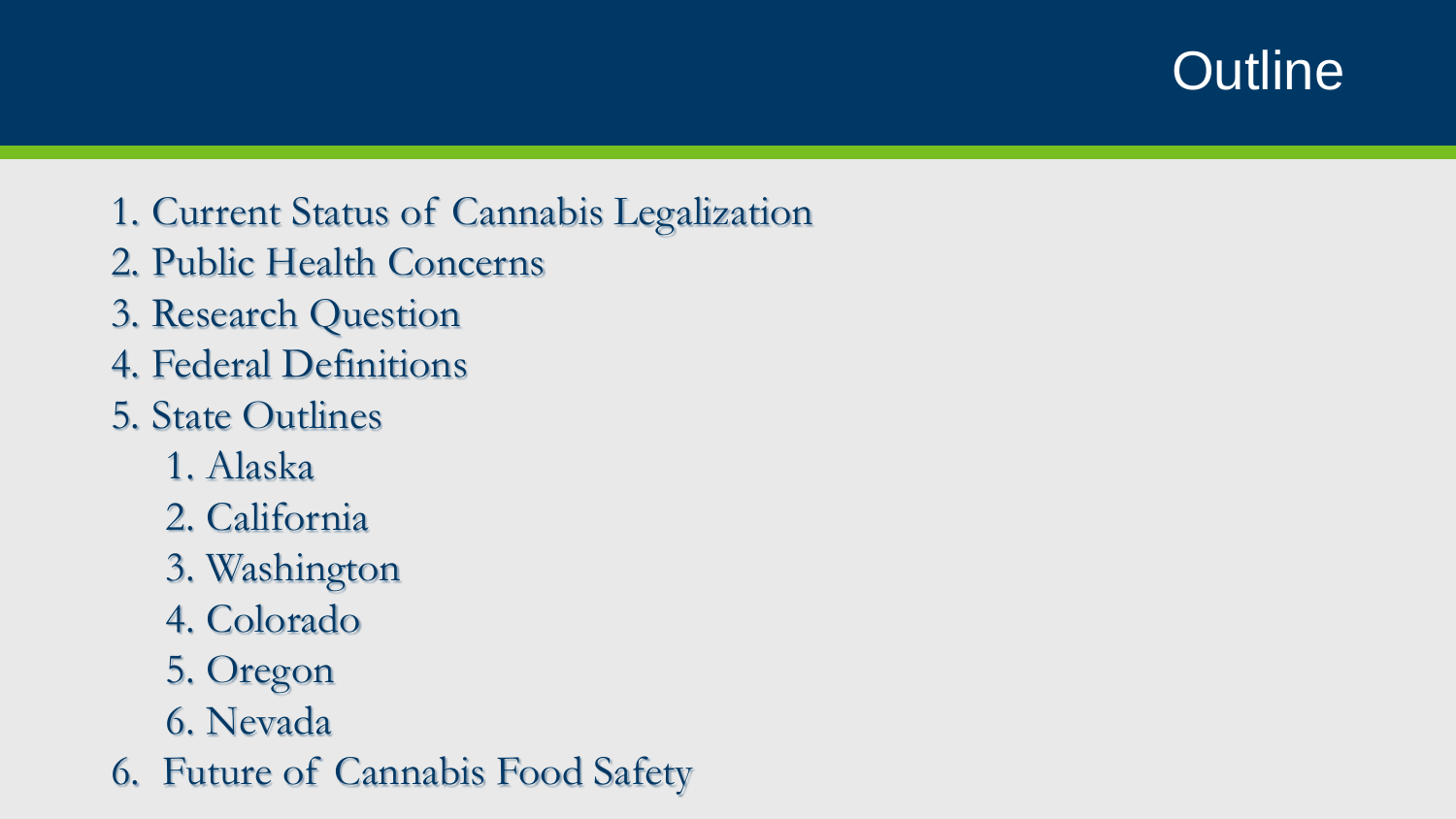# Outline

1. Current Status of Cannabis Legalization
2. Public Health Concerns
3. Research Question
4. Federal Definitions
5. State Outlines
   1. Alaska
   2. California
   3. Washington
   4. Colorado
   5. Oregon
   6. Nevada
6. Future of Cannabis Food Safety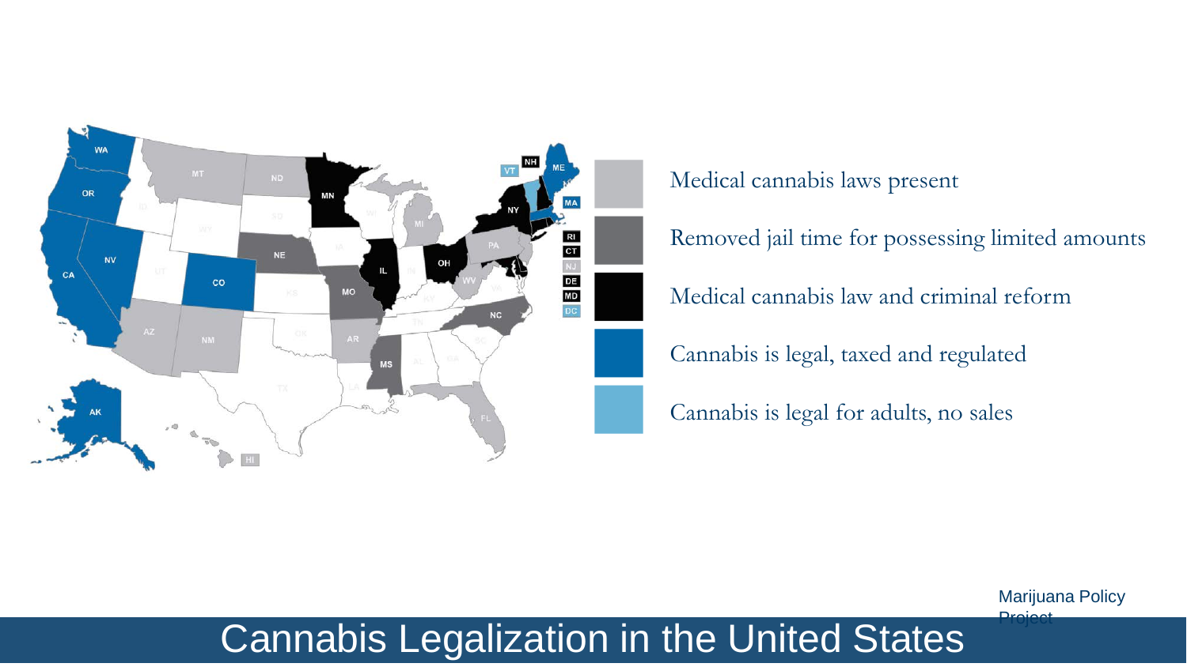# Cannabis Legalization in the United States

- Medical cannabis laws present
- Removed jail time for possessing limited amounts
- Medical cannabis law and criminal reform
- Cannabis is legal, taxed and regulated
- Cannabis is legal for adults, no sales

Marijuana Policy Project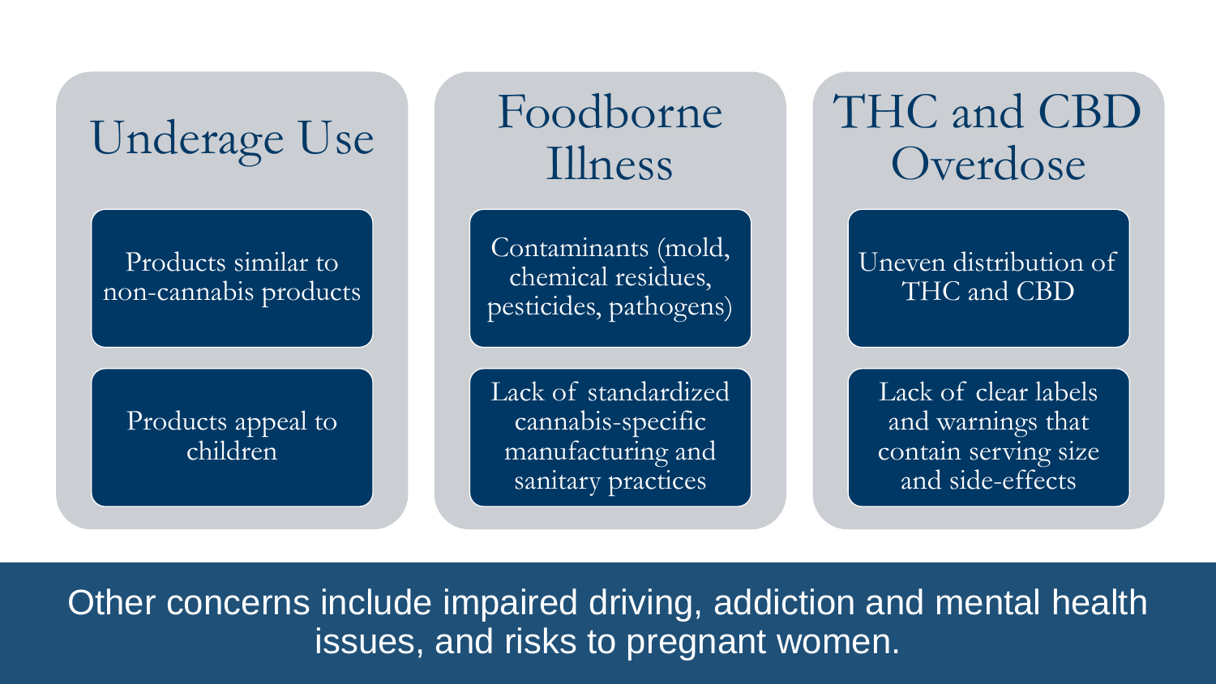## Underage Use

- Products similar to non-cannabis products
- Products appeal to children

## Foodborne Illness

- Contaminants (mold, chemical residues, pesticides, pathogens)
- Lack of standardized cannabis-specific manufacturing and sanitary practices

## THC and CBD Overdose

- Uneven distribution of THC and CBD
- Lack of clear labels and warnings that contain serving size and side-effects

Other concerns include impaired driving, addiction and mental health issues, and risks to pregnant women.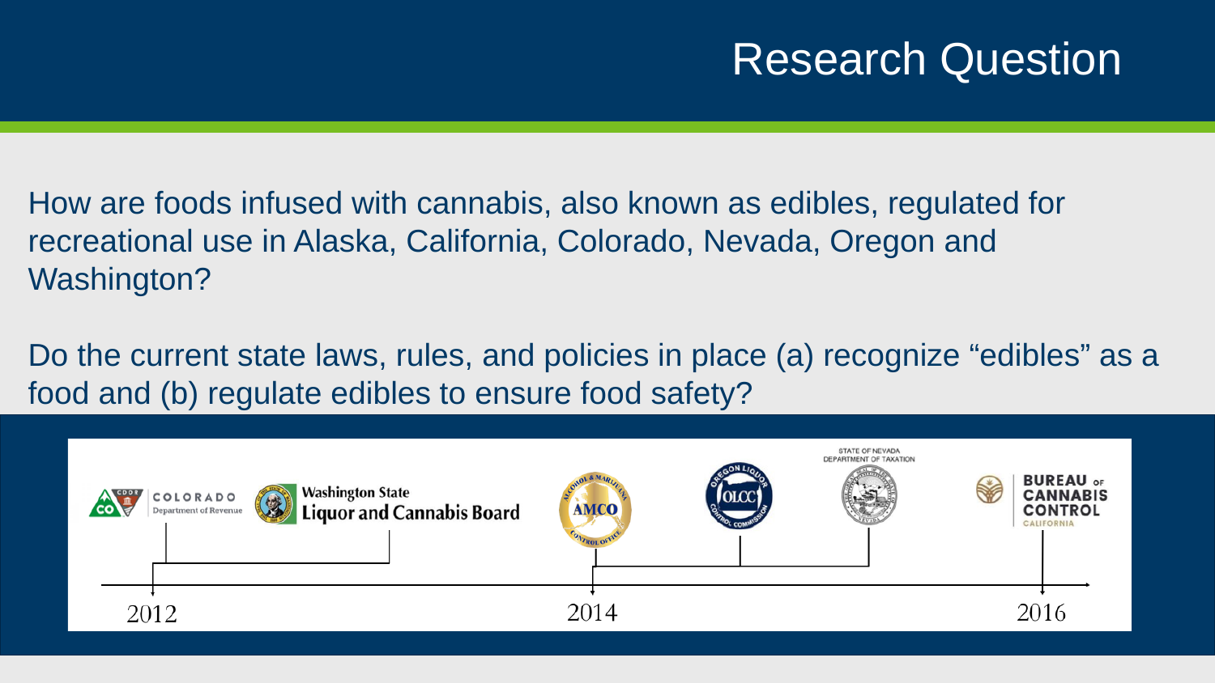# Research Question

How are foods infused with cannabis, also known as edibles, regulated for recreational use in Alaska, California, Colorado, Nevada, Oregon and Washington?

Do the current state laws, rules, and policies in place (a) recognize “edibles” as a food and (b) regulate edibles to ensure food safety?

COLORADO Department of Revenue

Washington State Liquor and Cannabis Board

AMCO Alcohol & Marijuana Control Office

OLCC Oregon Liquor Control Commission

STATE OF NEVADA DEPARTMENT OF TAXATION

BUREAU OF CANNABIS CONTROL CALIFORNIA

2012

2014

2016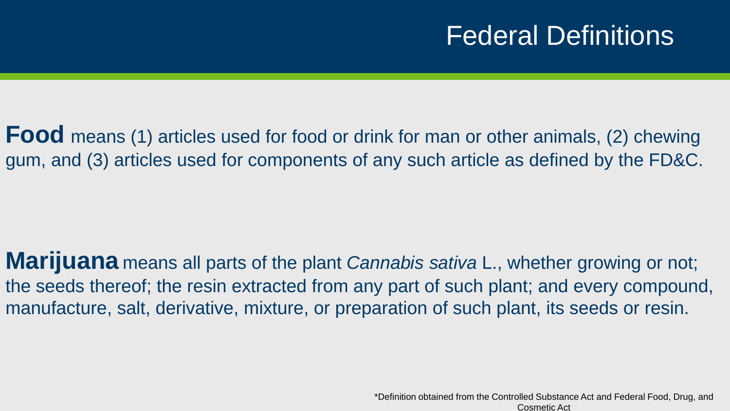# Federal Definitions

**Food** means (1) articles used for food or drink for man or other animals, (2) chewing gum, and (3) articles used for components of any such article as defined by the FD&C.

**Marijuana** means all parts of the plant *Cannabis sativa* L., whether growing or not; the seeds thereof; the resin extracted from any part of such plant; and every compound, manufacture, salt, derivative, mixture, or preparation of such plant, its seeds or resin.

*Definition obtained from the Controlled Substance Act and Federal Food, Drug, and Cosmetic Act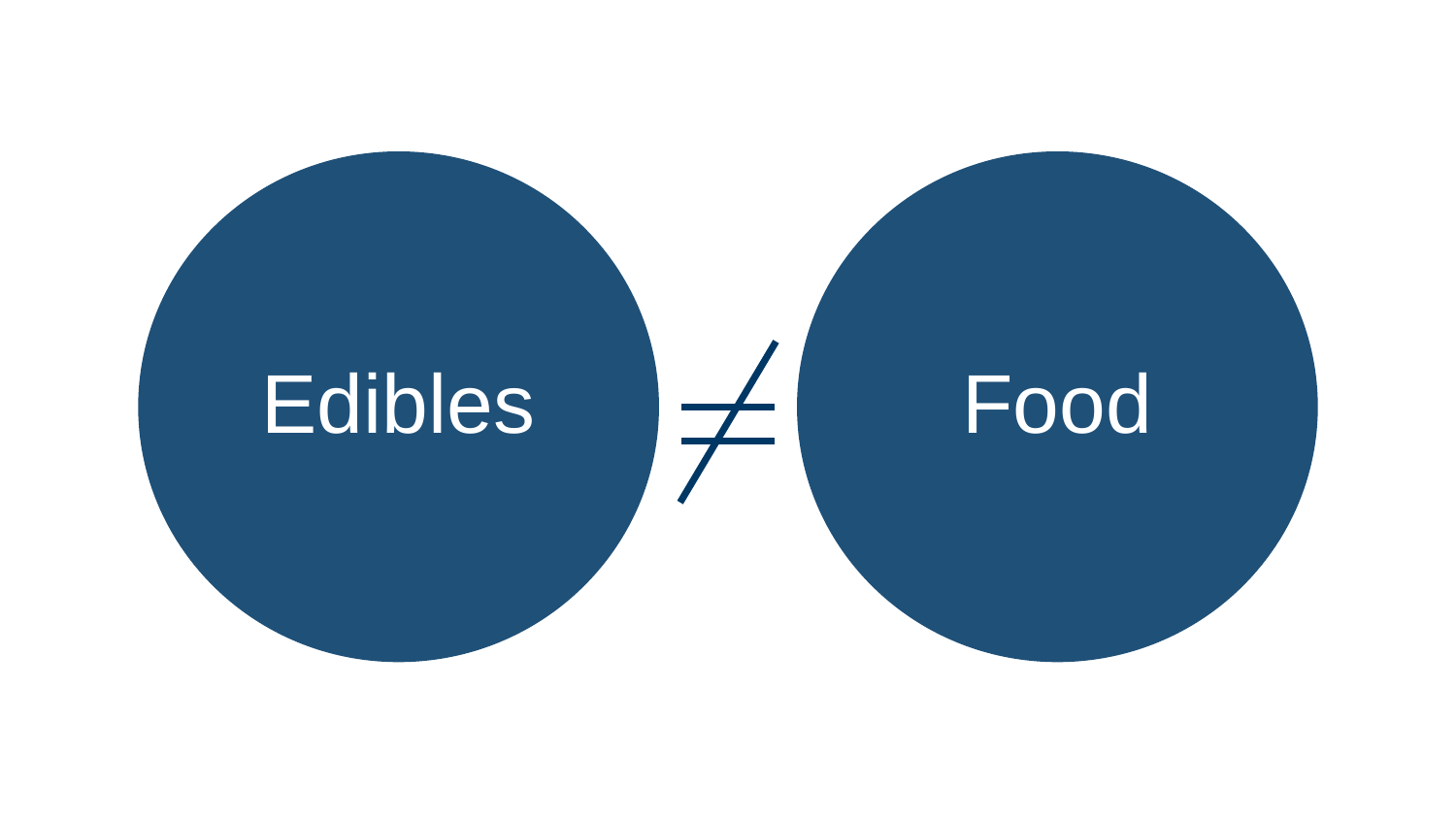Edibles $\neq$ Food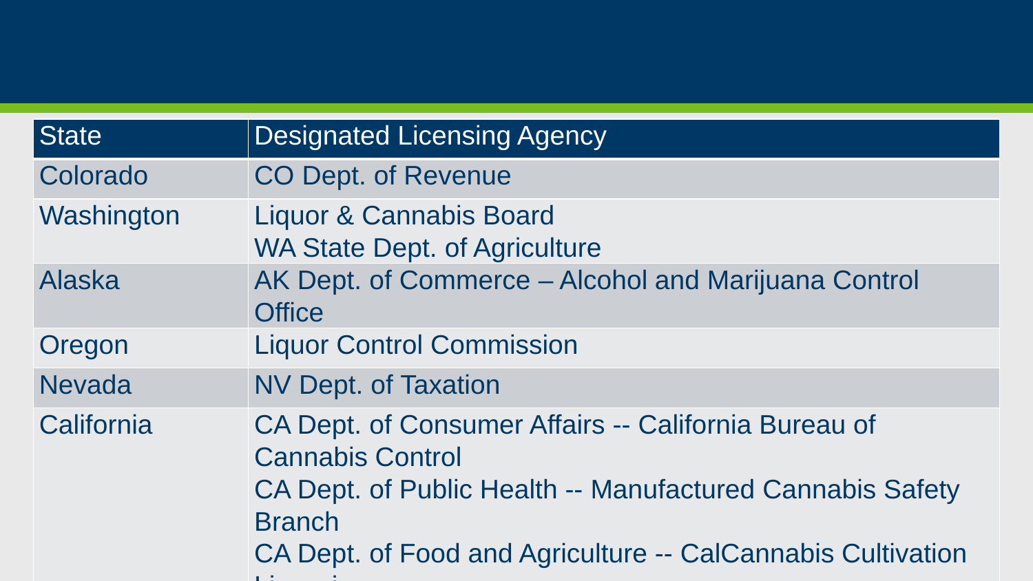| State | Designated Licensing Agency |
| --- | --- |
| Colorado | CO Dept. of Revenue |
| Washington | Liquor & Cannabis Board<br>WA State Dept. of Agriculture |
| Alaska | AK Dept. of Commerce – Alcohol and Marijuana Control Office |
| Oregon | Liquor Control Commission |
| Nevada | NV Dept. of Taxation |
| California | CA Dept. of Consumer Affairs -- California Bureau of Cannabis Control<br>CA Dept. of Public Health -- Manufactured Cannabis Safety Branch<br>CA Dept. of Food and Agriculture -- CalCannabis Cultivation Licensing |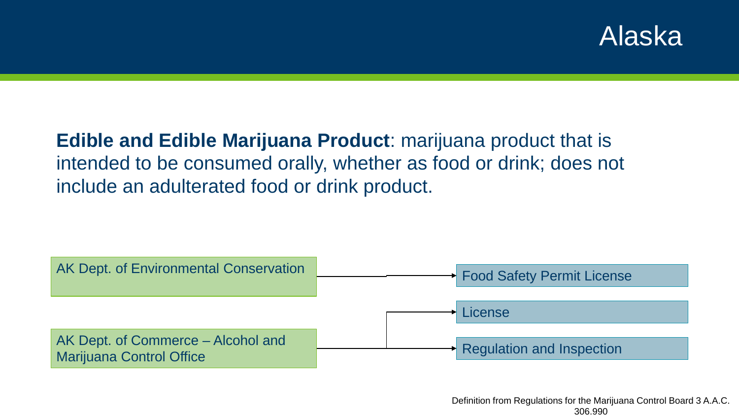# Alaska

**Edible and Edible Marijuana Product**: marijuana product that is intended to be consumed orally, whether as food or drink; does not include an adulterated food or drink product.

AK Dept. of Environmental Conservation → Food Safety Permit License

AK Dept. of Commerce – Alcohol and Marijuana Control Office → License; Regulation and Inspection

Definition from Regulations for the Marijuana Control Board 3 A.A.C. 306.990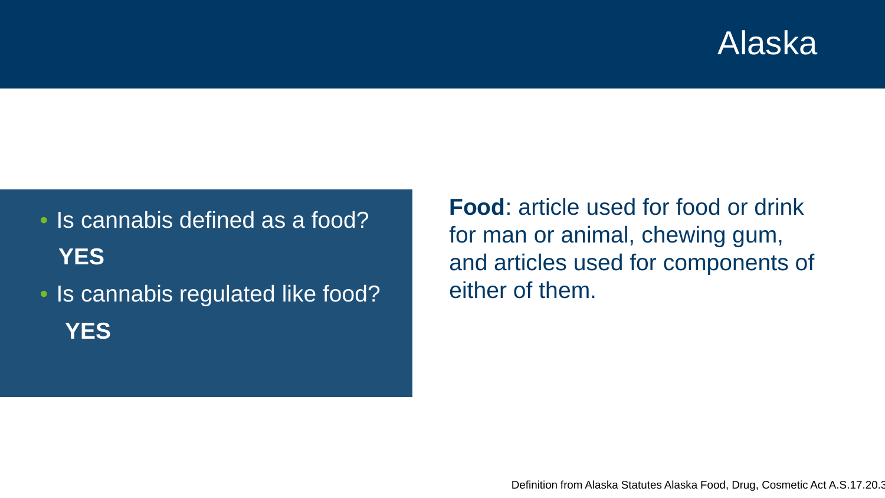# Alaska

- Is cannabis defined as a food?
  **YES**
- Is cannabis regulated like food?
  **YES**

**Food**: article used for food or drink for man or animal, chewing gum, and articles used for components of either of them.

Definition from Alaska Statutes Alaska Food, Drug, Cosmetic Act A.S.17.20.3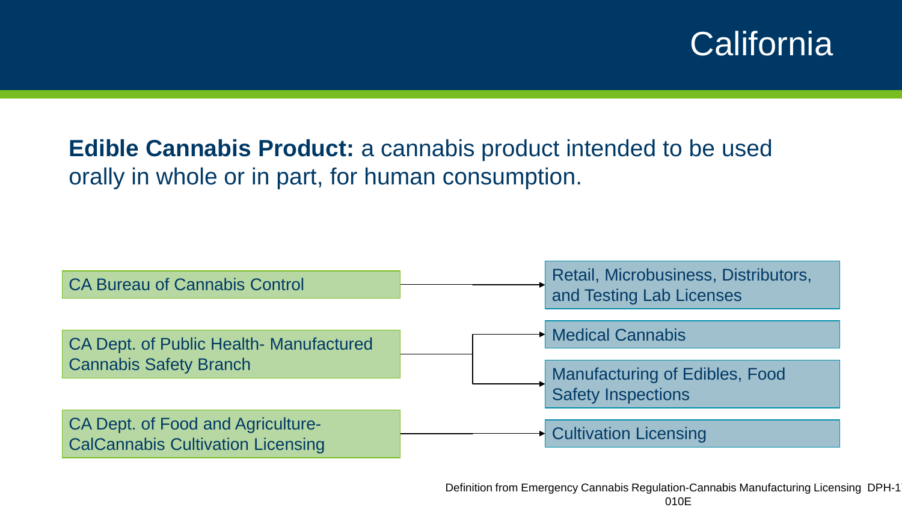# California

**Edible Cannabis Product:** a cannabis product intended to be used orally in whole or in part, for human consumption.

- CA Bureau of Cannabis Control → Retail, Microbusiness, Distributors, and Testing Lab Licenses
- CA Dept. of Public Health- Manufactured Cannabis Safety Branch → Medical Cannabis; Manufacturing of Edibles, Food Safety Inspections
- CA Dept. of Food and Agriculture- CalCannabis Cultivation Licensing → Cultivation Licensing

Definition from Emergency Cannabis Regulation-Cannabis Manufacturing Licensing DPH-17-010E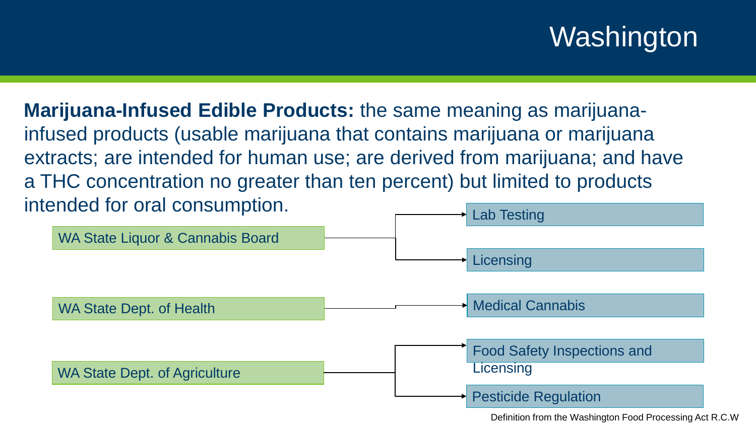# Washington

**Marijuana-Infused Edible Products:** the same meaning as marijuana-infused products (usable marijuana that contains marijuana or marijuana extracts; are intended for human use; are derived from marijuana; and have a THC concentration no greater than ten percent) but limited to products intended for oral consumption.

- WA State Liquor & Cannabis Board
  - Lab Testing
  - Licensing
- WA State Dept. of Health
  - Medical Cannabis
- WA State Dept. of Agriculture
  - Food Safety Inspections and Licensing
  - Pesticide Regulation

Definition from the Washington Food Processing Act R.C.W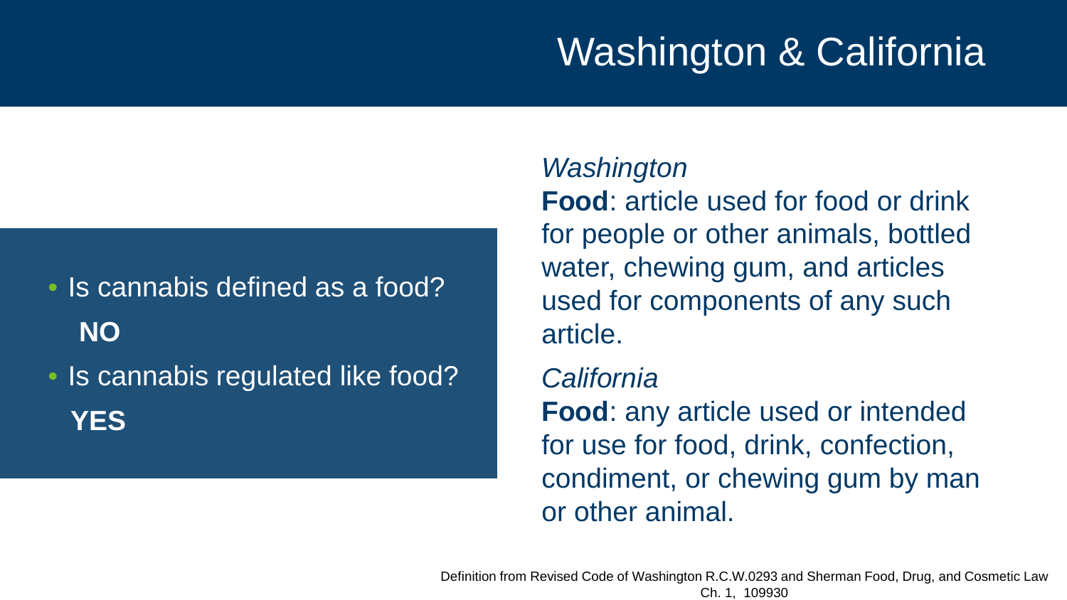# Washington & California

- Is cannabis defined as a food?
  **NO**
- Is cannabis regulated like food?
  **YES**

*Washington*

**Food**: article used for food or drink for people or other animals, bottled water, chewing gum, and articles used for components of any such article.

*California*

**Food**: any article used or intended for use for food, drink, confection, condiment, or chewing gum by man or other animal.

Definition from Revised Code of Washington R.C.W.0293 and Sherman Food, Drug, and Cosmetic Law Ch. 1, 109930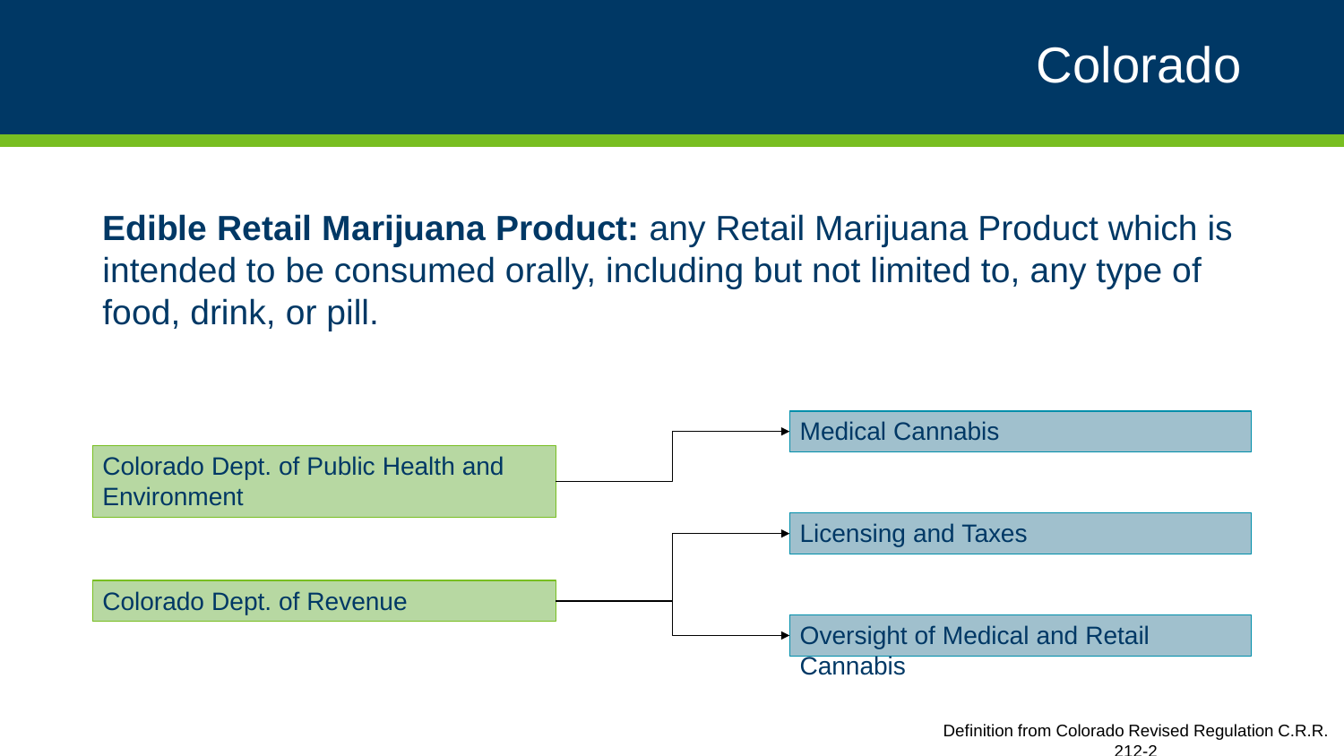# Colorado

**Edible Retail Marijuana Product:** any Retail Marijuana Product which is intended to be consumed orally, including but not limited to, any type of food, drink, or pill.

- Colorado Dept. of Public Health and Environment
  - Medical Cannabis
- Colorado Dept. of Revenue
  - Licensing and Taxes
  - Oversight of Medical and Retail Cannabis

Definition from Colorado Revised Regulation C.R.R. 212-2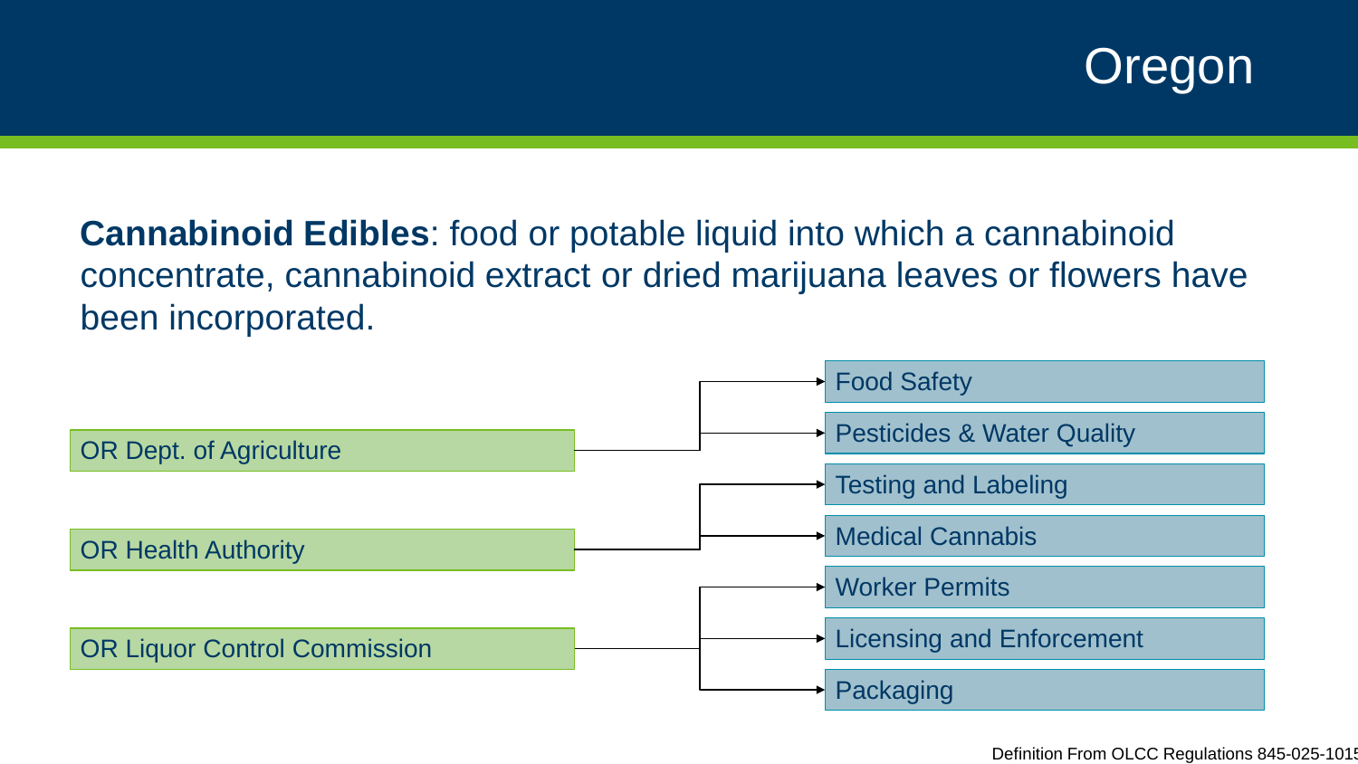# Oregon

**Cannabinoid Edibles**: food or potable liquid into which a cannabinoid concentrate, cannabinoid extract or dried marijuana leaves or flowers have been incorporated.

- OR Dept. of Agriculture
  - Food Safety
  - Pesticides & Water Quality
- OR Health Authority
  - Testing and Labeling
  - Medical Cannabis
- OR Liquor Control Commission
  - Worker Permits
  - Licensing and Enforcement
  - Packaging

Definition From OLCC Regulations 845-025-1015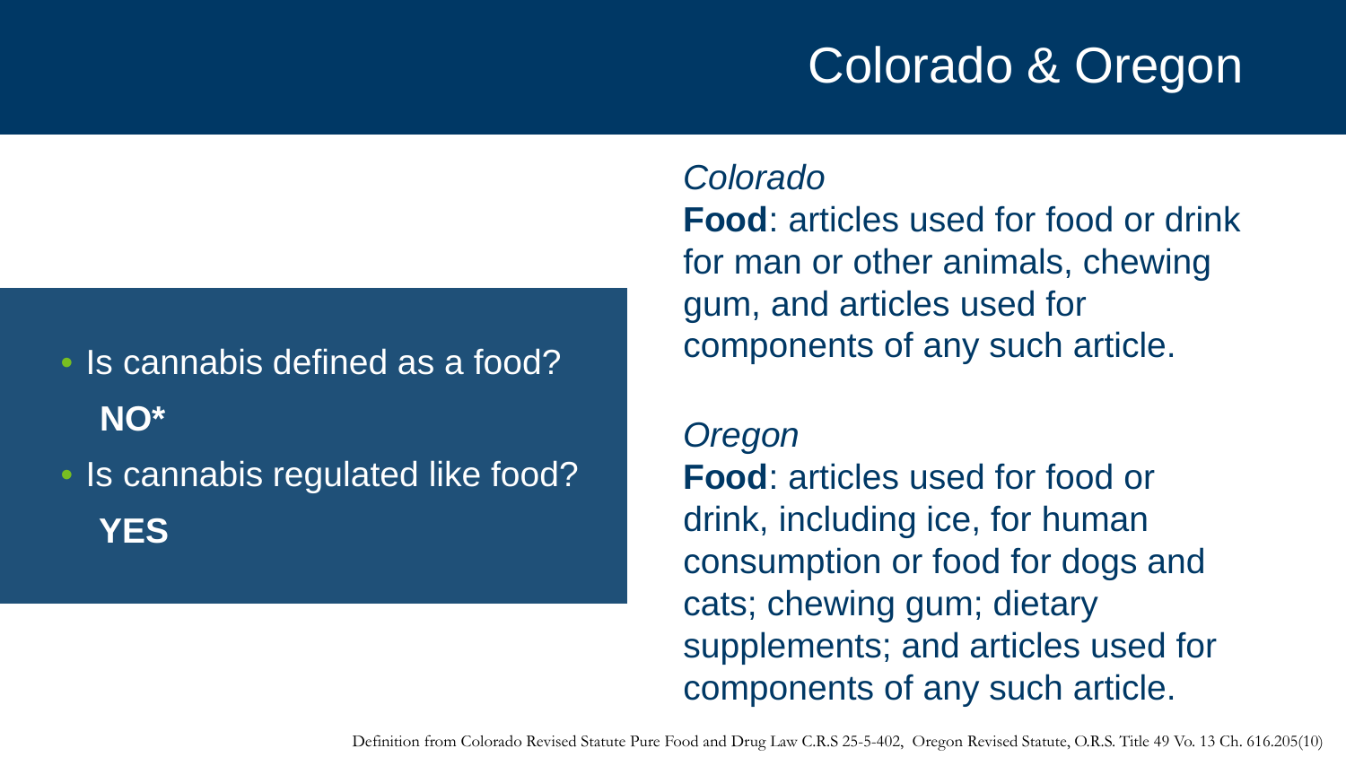# Colorado & Oregon

- Is cannabis defined as a food?

  **NO***

- Is cannabis regulated like food?

  **YES**

*Colorado*

**Food**: articles used for food or drink for man or other animals, chewing gum, and articles used for components of any such article.

*Oregon*

**Food**: articles used for food or drink, including ice, for human consumption or food for dogs and cats; chewing gum; dietary supplements; and articles used for components of any such article.

Definition from Colorado Revised Statute Pure Food and Drug Law C.R.S 25-5-402, Oregon Revised Statute, O.R.S. Title 49 Vo. 13 Ch. 616.205(10)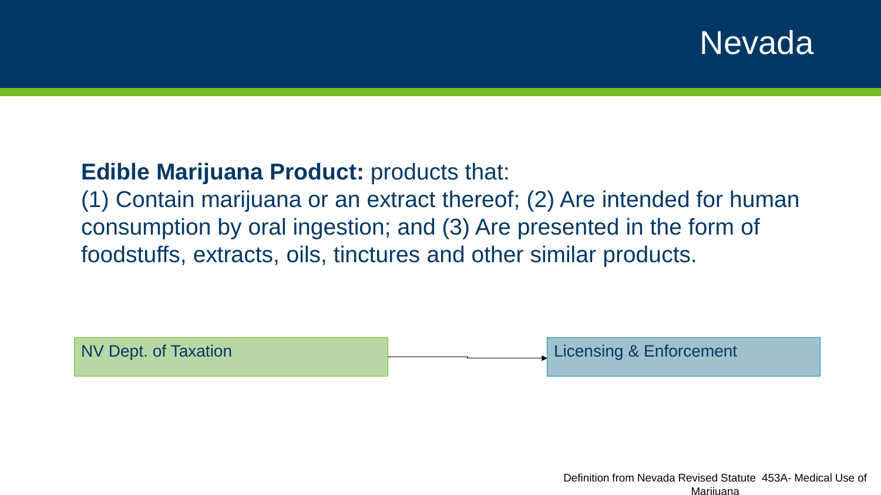# Nevada

**Edible Marijuana Product:** products that:
(1) Contain marijuana or an extract thereof; (2) Are intended for human consumption by oral ingestion; and (3) Are presented in the form of foodstuffs, extracts, oils, tinctures and other similar products.

NV Dept. of Taxation → Licensing & Enforcement

Definition from Nevada Revised Statute 453A- Medical Use of Marijuana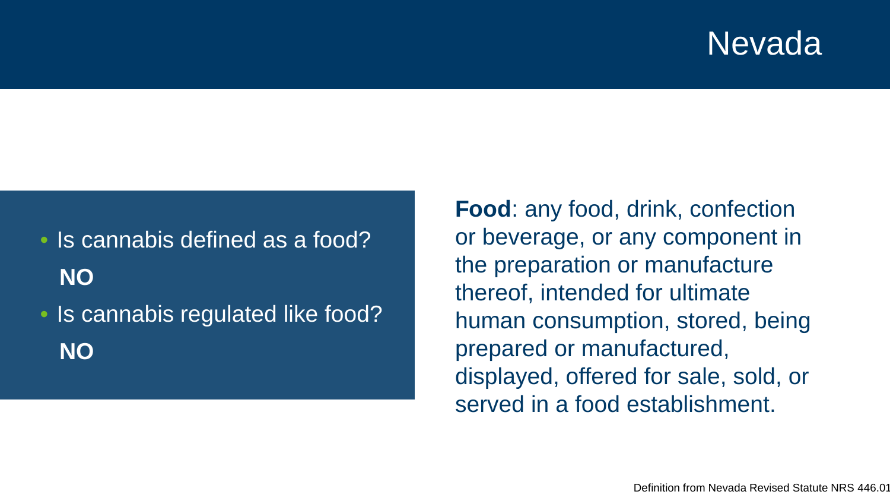# Nevada

- Is cannabis defined as a food?
  **NO**
- Is cannabis regulated like food?
  **NO**

**Food**: any food, drink, confection or beverage, or any component in the preparation or manufacture thereof, intended for ultimate human consumption, stored, being prepared or manufactured, displayed, offered for sale, sold, or served in a food establishment.

Definition from Nevada Revised Statute NRS 446.01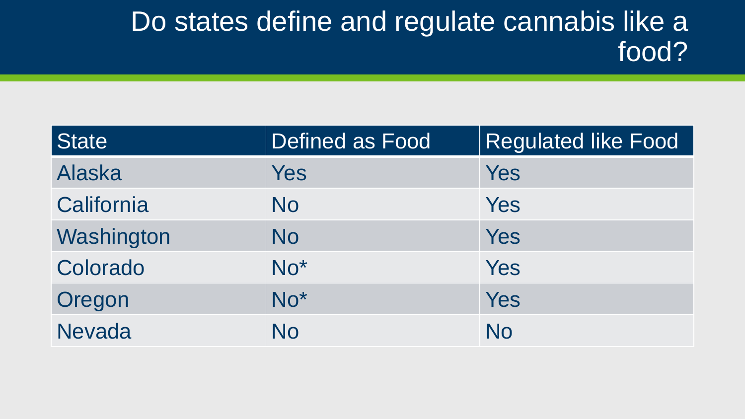# Do states define and regulate cannabis like a food?

| State | Defined as Food | Regulated like Food |
| --- | --- | --- |
| Alaska | Yes | Yes |
| California | No | Yes |
| Washington | No | Yes |
| Colorado | No* | Yes |
| Oregon | No* | Yes |
| Nevada | No | No |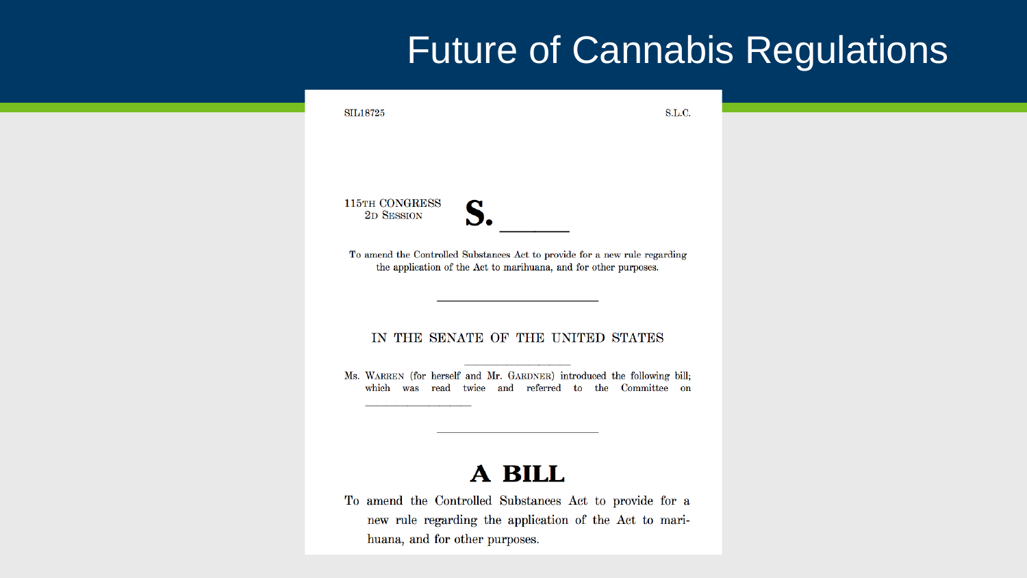# Future of Cannabis Regulations

SIL18725 S.L.C.

115TH CONGRESS
2D SESSION

**S. \_\_\_\_\_\_**

To amend the Controlled Substances Act to provide for a new rule regarding the application of the Act to marihuana, and for other purposes.

---

IN THE SENATE OF THE UNITED STATES

---

Ms. WARREN (for herself and Mr. GARDNER) introduced the following bill; which was read twice and referred to the Committee on \_\_\_\_\_\_\_\_\_\_\_\_\_\_

---

## A BILL

To amend the Controlled Substances Act to provide for a new rule regarding the application of the Act to marihuana, and for other purposes.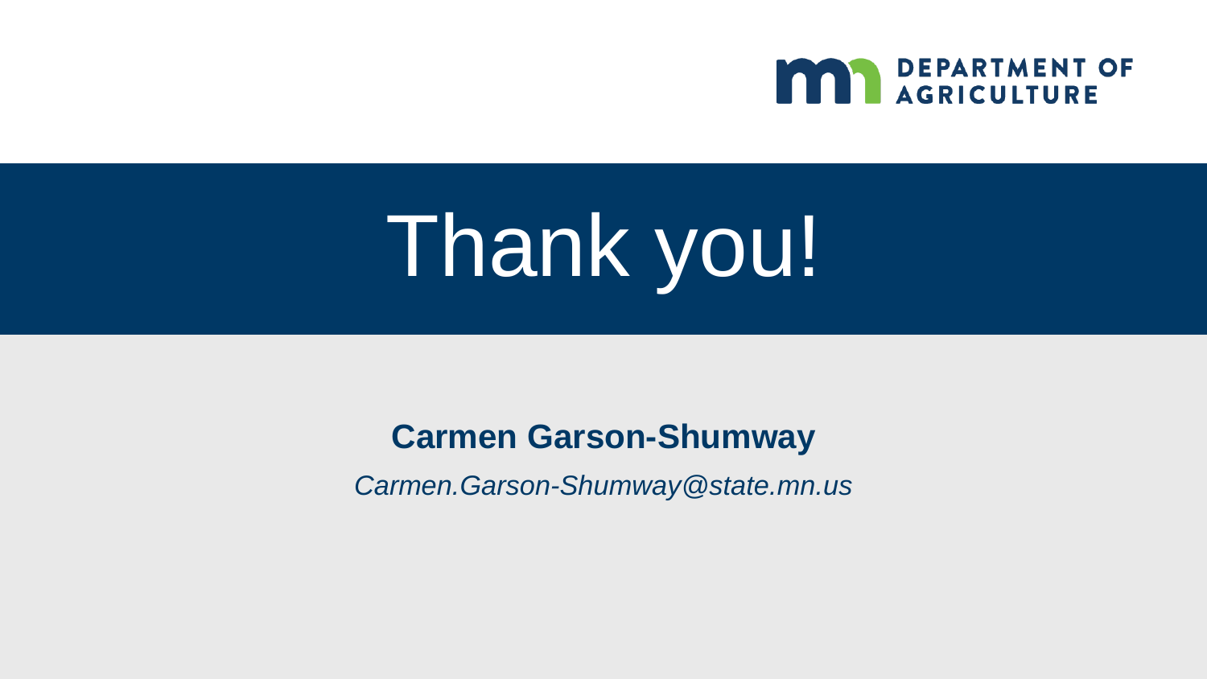DEPARTMENT OF AGRICULTURE

# Thank you!

**Carmen Garson-Shumway**

*Carmen.Garson-Shumway@state.mn.us*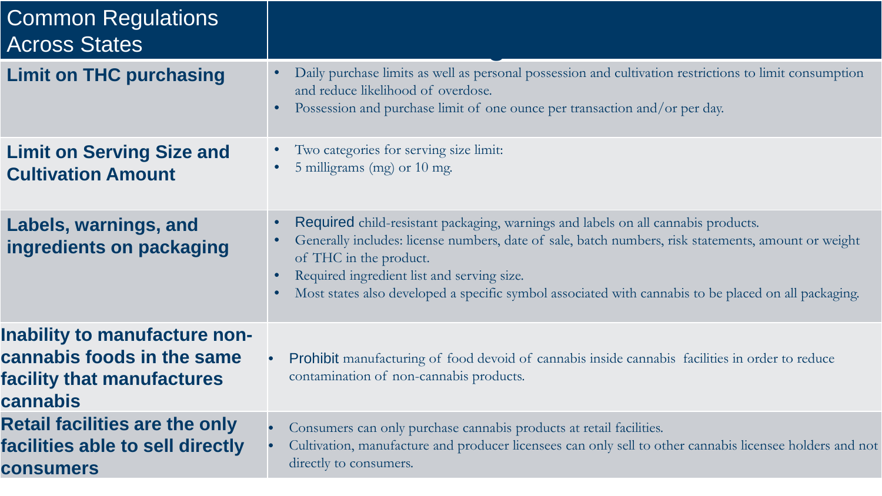| Common Regulations Across States | |
|---|---|
| **Limit on THC purchasing** | • Daily purchase limits as well as personal possession and cultivation restrictions to limit consumption and reduce likelihood of overdose.<br>• Possession and purchase limit of one ounce per transaction and/or per day. |
| **Limit on Serving Size and Cultivation Amount** | • Two categories for serving size limit:<br>• 5 milligrams (mg) or 10 mg. |
| **Labels, warnings, and ingredients on packaging** | • Required child-resistant packaging, warnings and labels on all cannabis products.<br>• Generally includes: license numbers, date of sale, batch numbers, risk statements, amount or weight of THC in the product.<br>• Required ingredient list and serving size.<br>• Most states also developed a specific symbol associated with cannabis to be placed on all packaging. |
| **Inability to manufacture non-cannabis foods in the same facility that manufactures cannabis** | • Prohibit manufacturing of food devoid of cannabis inside cannabis facilities in order to reduce contamination of non-cannabis products. |
| **Retail facilities are the only facilities able to sell directly consumers** | • Consumers can only purchase cannabis products at retail facilities.<br>• Cultivation, manufacture and producer licensees can only sell to other cannabis licensee holders and not directly to consumers. |